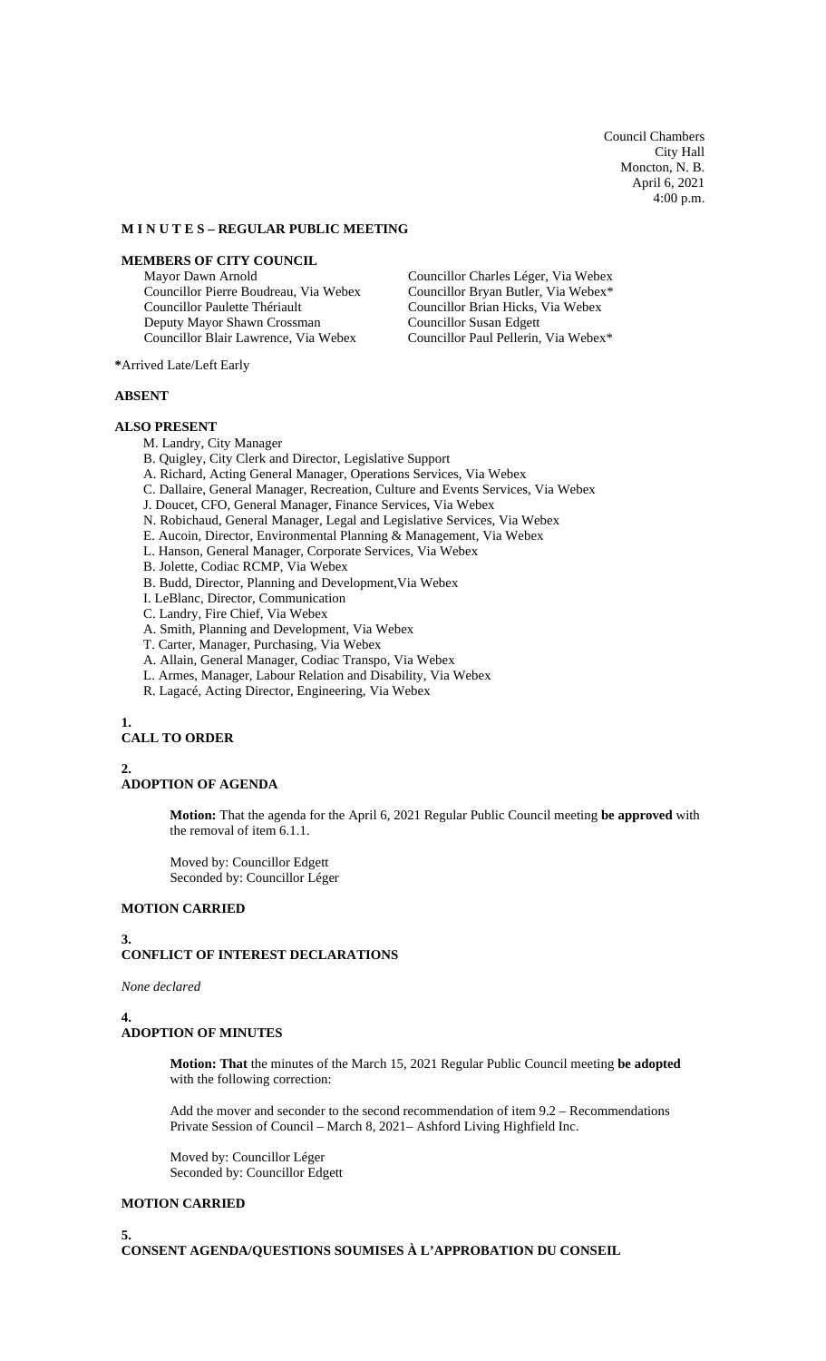Council Chambers
City Hall
Moncton, N. B.
April 6, 2021
4:00 p.m.

**M I N U T E S – REGULAR PUBLIC MEETING**

**MEMBERS OF CITY COUNCIL**

Mayor Dawn Arnold
Councillor Pierre Boudreau, Via Webex
Councillor Paulette Thériault
Deputy Mayor Shawn Crossman
Councillor Blair Lawrence, Via Webex
Councillor Charles Léger, Via Webex
Councillor Bryan Butler, Via Webex*
Councillor Brian Hicks, Via Webex
Councillor Susan Edgett
Councillor Paul Pellerin, Via Webex*

**\***Arrived Late/Left Early

**ABSENT**

**ALSO PRESENT**

M. Landry, City Manager
B. Quigley, City Clerk and Director, Legislative Support
A. Richard, Acting General Manager, Operations Services, Via Webex
C. Dallaire, General Manager, Recreation, Culture and Events Services, Via Webex
J. Doucet, CFO, General Manager, Finance Services, Via Webex
N. Robichaud, General Manager, Legal and Legislative Services, Via Webex
E. Aucoin, Director, Environmental Planning & Management, Via Webex
L. Hanson, General Manager, Corporate Services, Via Webex
B. Jolette, Codiac RCMP, Via Webex
B. Budd, Director, Planning and Development,Via Webex
I. LeBlanc, Director, Communication
C. Landry, Fire Chief, Via Webex
A. Smith, Planning and Development, Via Webex
T. Carter, Manager, Purchasing, Via Webex
A. Allain, General Manager, Codiac Transpo, Via Webex
L. Armes, Manager, Labour Relation and Disability, Via Webex
R. Lagacé, Acting Director, Engineering, Via Webex

**1.**
**CALL TO ORDER**

**2.**
**ADOPTION OF AGENDA**

**Motion:** That the agenda for the April 6, 2021 Regular Public Council meeting **be approved** with the removal of item 6.1.1.

Moved by: Councillor Edgett
Seconded by: Councillor Léger

**MOTION CARRIED**

**3.**
**CONFLICT OF INTEREST DECLARATIONS**

*None declared*

**4.**
**ADOPTION OF MINUTES**

**Motion: That** the minutes of the March 15, 2021 Regular Public Council meeting **be adopted** with the following correction:

Add the mover and seconder to the second recommendation of item 9.2 – Recommendations Private Session of Council – March 8, 2021– Ashford Living Highfield Inc.

Moved by: Councillor Léger
Seconded by: Councillor Edgett

**MOTION CARRIED**

**5.**
**CONSENT AGENDA/QUESTIONS SOUMISES À L'APPROBATION DU CONSEIL**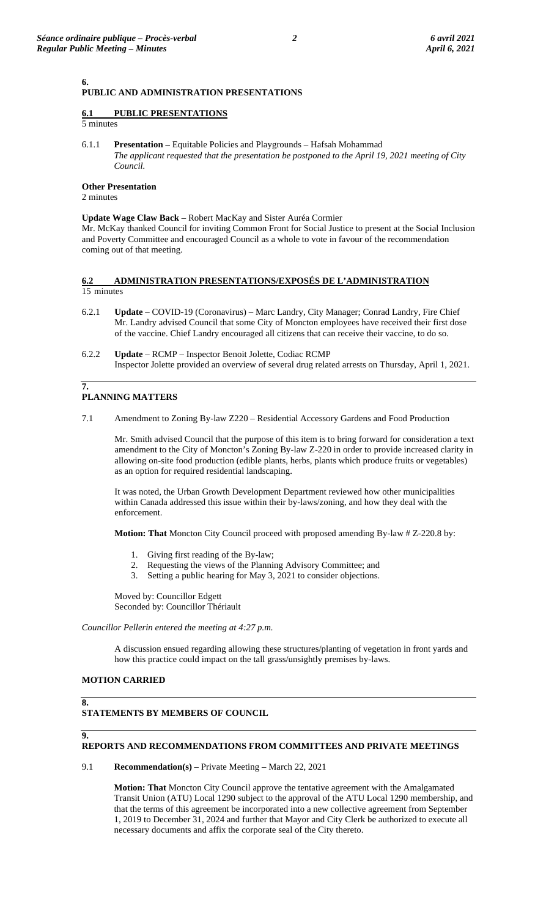## 6. PUBLIC AND ADMINISTRATION PRESENTATIONS

### 6.1 PUBLIC PRESENTATIONS

5 minutes

6.1.1 **Presentation –** Equitable Policies and Playgrounds – Hafsah Mohammad
*The applicant requested that the presentation be postponed to the April 19, 2021 meeting of City Council.*

**Other Presentation**
2 minutes

**Update Wage Claw Back** – Robert MacKay and Sister Auréa Cormier
Mr. McKay thanked Council for inviting Common Front for Social Justice to present at the Social Inclusion and Poverty Committee and encouraged Council as a whole to vote in favour of the recommendation coming out of that meeting.

### 6.2 ADMINISTRATION PRESENTATIONS/EXPOSÉS DE L'ADMINISTRATION

15 minutes

6.2.1 **Update** – COVID-19 (Coronavirus) – Marc Landry, City Manager; Conrad Landry, Fire Chief
Mr. Landry advised Council that some City of Moncton employees have received their first dose of the vaccine. Chief Landry encouraged all citizens that can receive their vaccine, to do so.

6.2.2 **Update** – RCMP – Inspector Benoit Jolette, Codiac RCMP
Inspector Jolette provided an overview of several drug related arrests on Thursday, April 1, 2021.

## 7. PLANNING MATTERS

7.1 Amendment to Zoning By-law Z220 – Residential Accessory Gardens and Food Production

Mr. Smith advised Council that the purpose of this item is to bring forward for consideration a text amendment to the City of Moncton's Zoning By-law Z-220 in order to provide increased clarity in allowing on-site food production (edible plants, herbs, plants which produce fruits or vegetables) as an option for required residential landscaping.

It was noted, the Urban Growth Development Department reviewed how other municipalities within Canada addressed this issue within their by-laws/zoning, and how they deal with the enforcement.

**Motion: That** Moncton City Council proceed with proposed amending By-law # Z-220.8 by:

1. Giving first reading of the By-law;
2. Requesting the views of the Planning Advisory Committee; and
3. Setting a public hearing for May 3, 2021 to consider objections.

Moved by: Councillor Edgett
Seconded by: Councillor Thériault

*Councillor Pellerin entered the meeting at 4:27 p.m.*

A discussion ensued regarding allowing these structures/planting of vegetation in front yards and how this practice could impact on the tall grass/unsightly premises by-laws.

**MOTION CARRIED**

## 8. STATEMENTS BY MEMBERS OF COUNCIL

## 9. REPORTS AND RECOMMENDATIONS FROM COMMITTEES AND PRIVATE MEETINGS

9.1 **Recommendation(s)** – Private Meeting – March 22, 2021

**Motion: That** Moncton City Council approve the tentative agreement with the Amalgamated Transit Union (ATU) Local 1290 subject to the approval of the ATU Local 1290 membership, and that the terms of this agreement be incorporated into a new collective agreement from September 1, 2019 to December 31, 2024 and further that Mayor and City Clerk be authorized to execute all necessary documents and affix the corporate seal of the City thereto.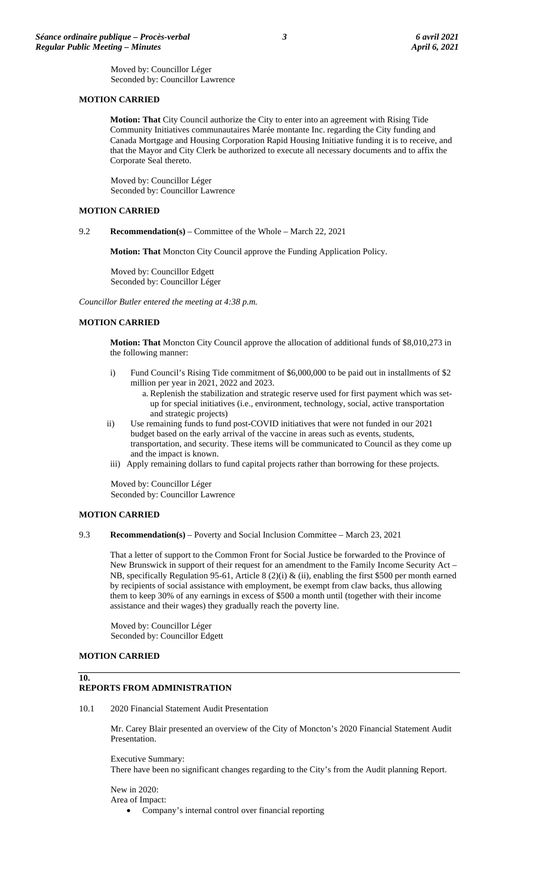Moved by: Councillor Léger
Seconded by: Councillor Lawrence

**MOTION CARRIED**

**Motion: That** City Council authorize the City to enter into an agreement with Rising Tide Community Initiatives communautaires Marée montante Inc. regarding the City funding and Canada Mortgage and Housing Corporation Rapid Housing Initiative funding it is to receive, and that the Mayor and City Clerk be authorized to execute all necessary documents and to affix the Corporate Seal thereto.

Moved by: Councillor Léger
Seconded by: Councillor Lawrence

**MOTION CARRIED**

9.2 **Recommendation(s)** – Committee of the Whole – March 22, 2021

**Motion: That** Moncton City Council approve the Funding Application Policy.

Moved by: Councillor Edgett
Seconded by: Councillor Léger

*Councillor Butler entered the meeting at 4:38 p.m.*

**MOTION CARRIED**

**Motion: That** Moncton City Council approve the allocation of additional funds of $8,010,273 in the following manner:

i) Fund Council's Rising Tide commitment of $6,000,000 to be paid out in installments of $2 million per year in 2021, 2022 and 2023.
   a. Replenish the stabilization and strategic reserve used for first payment which was set-up for special initiatives (i.e., environment, technology, social, active transportation and strategic projects)
ii) Use remaining funds to fund post-COVID initiatives that were not funded in our 2021 budget based on the early arrival of the vaccine in areas such as events, students, transportation, and security. These items will be communicated to Council as they come up and the impact is known.
iii) Apply remaining dollars to fund capital projects rather than borrowing for these projects.

Moved by: Councillor Léger
Seconded by: Councillor Lawrence

**MOTION CARRIED**

9.3 **Recommendation(s)** – Poverty and Social Inclusion Committee – March 23, 2021

That a letter of support to the Common Front for Social Justice be forwarded to the Province of New Brunswick in support of their request for an amendment to the Family Income Security Act – NB, specifically Regulation 95-61, Article 8 (2)(i) & (ii), enabling the first $500 per month earned by recipients of social assistance with employment, be exempt from claw backs, thus allowing them to keep 30% of any earnings in excess of $500 a month until (together with their income assistance and their wages) they gradually reach the poverty line.

Moved by: Councillor Léger
Seconded by: Councillor Edgett

**MOTION CARRIED**

## 10. REPORTS FROM ADMINISTRATION

10.1 2020 Financial Statement Audit Presentation

Mr. Carey Blair presented an overview of the City of Moncton's 2020 Financial Statement Audit Presentation.

Executive Summary:
There have been no significant changes regarding to the City's from the Audit planning Report.

New in 2020:
Area of Impact:

- Company's internal control over financial reporting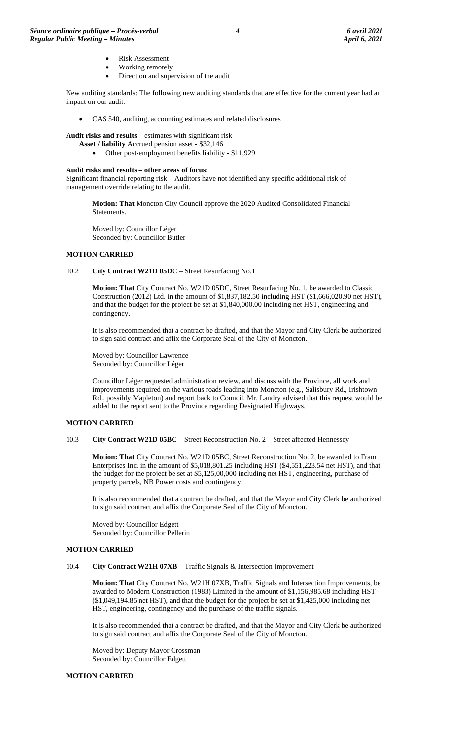- Risk Assessment
- Working remotely
- Direction and supervision of the audit

New auditing standards: The following new auditing standards that are effective for the current year had an impact on our audit.

- CAS 540, auditing, accounting estimates and related disclosures

**Audit risks and results** – estimates with significant risk

**Asset / liability** Accrued pension asset - $32,146

- Other post-employment benefits liability - $11,929

**Audit risks and results – other areas of focus:**

Significant financial reporting risk – Auditors have not identified any specific additional risk of management override relating to the audit.

> **Motion: That** Moncton City Council approve the 2020 Audited Consolidated Financial Statements.
>
> Moved by: Councillor Léger
> Seconded by: Councillor Butler

**MOTION CARRIED**

10.2 **City Contract W21D 05DC** – Street Resurfacing No.1

> **Motion: That** City Contract No. W21D 05DC, Street Resurfacing No. 1, be awarded to Classic Construction (2012) Ltd. in the amount of $1,837,182.50 including HST ($1,666,020.90 net HST), and that the budget for the project be set at $1,840,000.00 including net HST, engineering and contingency.
>
> It is also recommended that a contract be drafted, and that the Mayor and City Clerk be authorized to sign said contract and affix the Corporate Seal of the City of Moncton.
>
> Moved by: Councillor Lawrence
> Seconded by: Councillor Léger
>
> Councillor Léger requested administration review, and discuss with the Province, all work and improvements required on the various roads leading into Moncton (e.g., Salisbury Rd., Irishtown Rd., possibly Mapleton) and report back to Council. Mr. Landry advised that this request would be added to the report sent to the Province regarding Designated Highways.

**MOTION CARRIED**

10.3 **City Contract W21D 05BC** – Street Reconstruction No. 2 – Street affected Hennessey

> **Motion: That** City Contract No. W21D 05BC, Street Reconstruction No. 2, be awarded to Fram Enterprises Inc. in the amount of $5,018,801.25 including HST ($4,551,223.54 net HST), and that the budget for the project be set at $5,125,00,000 including net HST, engineering, purchase of property parcels, NB Power costs and contingency.
>
> It is also recommended that a contract be drafted, and that the Mayor and City Clerk be authorized to sign said contract and affix the Corporate Seal of the City of Moncton.
>
> Moved by: Councillor Edgett
> Seconded by: Councillor Pellerin

**MOTION CARRIED**

10.4 **City Contract W21H 07XB** – Traffic Signals & Intersection Improvement

> **Motion: That** City Contract No. W21H 07XB, Traffic Signals and Intersection Improvements, be awarded to Modern Construction (1983) Limited in the amount of $1,156,985.68 including HST ($1,049,194.85 net HST), and that the budget for the project be set at $1,425,000 including net HST, engineering, contingency and the purchase of the traffic signals.
>
> It is also recommended that a contract be drafted, and that the Mayor and City Clerk be authorized to sign said contract and affix the Corporate Seal of the City of Moncton.
>
> Moved by: Deputy Mayor Crossman
> Seconded by: Councillor Edgett

**MOTION CARRIED**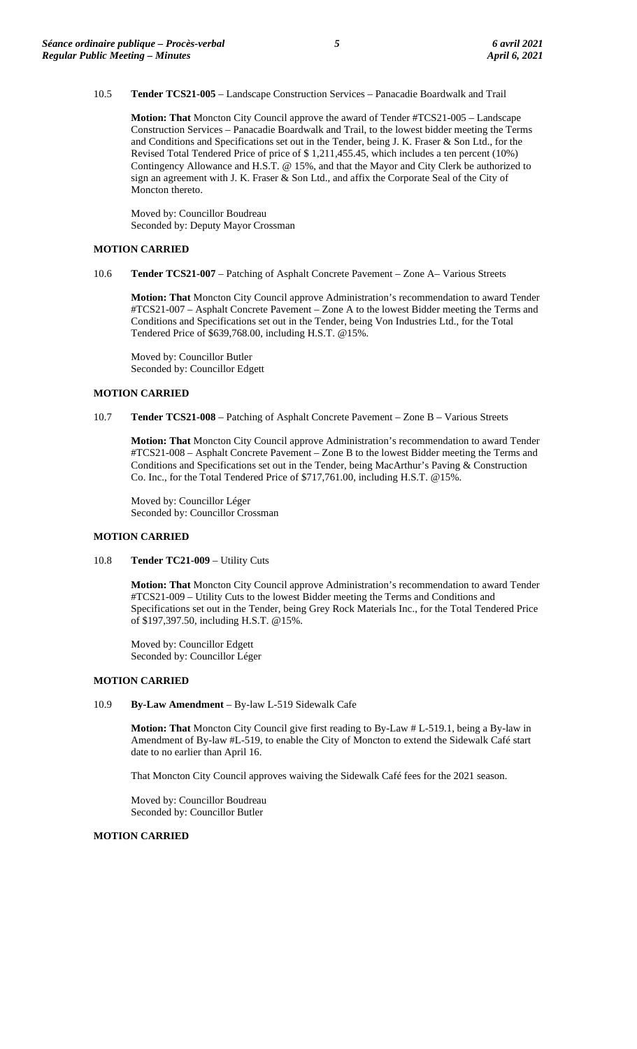10.5 **Tender TCS21-005** – Landscape Construction Services – Panacadie Boardwalk and Trail

**Motion: That** Moncton City Council approve the award of Tender #TCS21-005 – Landscape Construction Services – Panacadie Boardwalk and Trail, to the lowest bidder meeting the Terms and Conditions and Specifications set out in the Tender, being J. K. Fraser & Son Ltd., for the Revised Total Tendered Price of price of $ 1,211,455.45, which includes a ten percent (10%) Contingency Allowance and H.S.T. @ 15%, and that the Mayor and City Clerk be authorized to sign an agreement with J. K. Fraser & Son Ltd., and affix the Corporate Seal of the City of Moncton thereto.

Moved by: Councillor Boudreau
Seconded by: Deputy Mayor Crossman

**MOTION CARRIED**

10.6 **Tender TCS21-007** – Patching of Asphalt Concrete Pavement – Zone A– Various Streets

**Motion: That** Moncton City Council approve Administration's recommendation to award Tender #TCS21-007 – Asphalt Concrete Pavement – Zone A to the lowest Bidder meeting the Terms and Conditions and Specifications set out in the Tender, being Von Industries Ltd., for the Total Tendered Price of $639,768.00, including H.S.T. @15%.

Moved by: Councillor Butler
Seconded by: Councillor Edgett

**MOTION CARRIED**

10.7 **Tender TCS21-008** – Patching of Asphalt Concrete Pavement – Zone B – Various Streets

**Motion: That** Moncton City Council approve Administration's recommendation to award Tender #TCS21-008 – Asphalt Concrete Pavement – Zone B to the lowest Bidder meeting the Terms and Conditions and Specifications set out in the Tender, being MacArthur's Paving & Construction Co. Inc., for the Total Tendered Price of $717,761.00, including H.S.T. @15%.

Moved by: Councillor Léger
Seconded by: Councillor Crossman

**MOTION CARRIED**

10.8 **Tender TC21-009** – Utility Cuts

**Motion: That** Moncton City Council approve Administration's recommendation to award Tender #TCS21-009 – Utility Cuts to the lowest Bidder meeting the Terms and Conditions and Specifications set out in the Tender, being Grey Rock Materials Inc., for the Total Tendered Price of $197,397.50, including H.S.T. @15%.

Moved by: Councillor Edgett
Seconded by: Councillor Léger

**MOTION CARRIED**

10.9 **By-Law Amendment** – By-law L-519 Sidewalk Cafe

**Motion: That** Moncton City Council give first reading to By-Law # L-519.1, being a By-law in Amendment of By-law #L-519, to enable the City of Moncton to extend the Sidewalk Café start date to no earlier than April 16.

That Moncton City Council approves waiving the Sidewalk Café fees for the 2021 season.

Moved by: Councillor Boudreau
Seconded by: Councillor Butler

**MOTION CARRIED**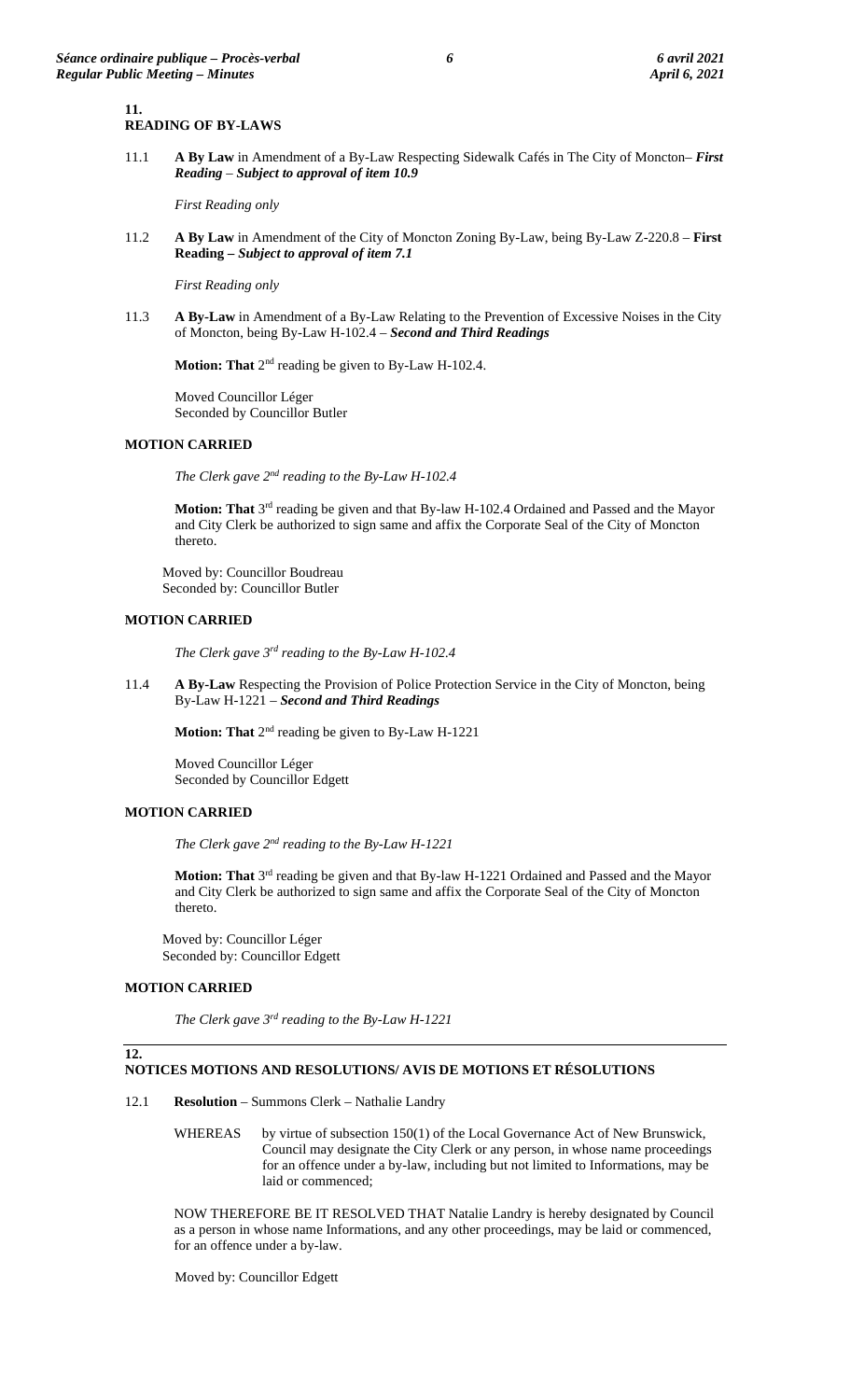## 11. READING OF BY-LAWS

11.1 **A By Law** in Amendment of a By-Law Respecting Sidewalk Cafés in The City of Moncton– ***First Reading*** – ***Subject to approval of item 10.9***

*First Reading only*

11.2 **A By Law** in Amendment of the City of Moncton Zoning By-Law, being By-Law Z-220.8 – **First Reading –** ***Subject to approval of item 7.1***

*First Reading only*

11.3 **A By-Law** in Amendment of a By-Law Relating to the Prevention of Excessive Noises in the City of Moncton, being By-Law H-102.4 – ***Second and Third Readings***

**Motion: That** 2nd reading be given to By-Law H-102.4.

Moved Councillor Léger
Seconded by Councillor Butler

**MOTION CARRIED**

*The Clerk gave 2nd reading to the By-Law H-102.4*

**Motion: That** 3rd reading be given and that By-law H-102.4 Ordained and Passed and the Mayor and City Clerk be authorized to sign same and affix the Corporate Seal of the City of Moncton thereto.

Moved by: Councillor Boudreau
Seconded by: Councillor Butler

**MOTION CARRIED**

*The Clerk gave 3rd reading to the By-Law H-102.4*

11.4 **A By-Law** Respecting the Provision of Police Protection Service in the City of Moncton, being By-Law H-1221 – ***Second and Third Readings***

**Motion: That** 2nd reading be given to By-Law H-1221

Moved Councillor Léger
Seconded by Councillor Edgett

**MOTION CARRIED**

*The Clerk gave 2nd reading to the By-Law H-1221*

**Motion: That** 3rd reading be given and that By-law H-1221 Ordained and Passed and the Mayor and City Clerk be authorized to sign same and affix the Corporate Seal of the City of Moncton thereto.

Moved by: Councillor Léger
Seconded by: Councillor Edgett

**MOTION CARRIED**

*The Clerk gave 3rd reading to the By-Law H-1221*

## 12. NOTICES MOTIONS AND RESOLUTIONS/ AVIS DE MOTIONS ET RÉSOLUTIONS

12.1 **Resolution** – Summons Clerk – Nathalie Landry

WHEREAS by virtue of subsection 150(1) of the Local Governance Act of New Brunswick, Council may designate the City Clerk or any person, in whose name proceedings for an offence under a by-law, including but not limited to Informations, may be laid or commenced;

NOW THEREFORE BE IT RESOLVED THAT Natalie Landry is hereby designated by Council as a person in whose name Informations, and any other proceedings, may be laid or commenced, for an offence under a by-law.

Moved by: Councillor Edgett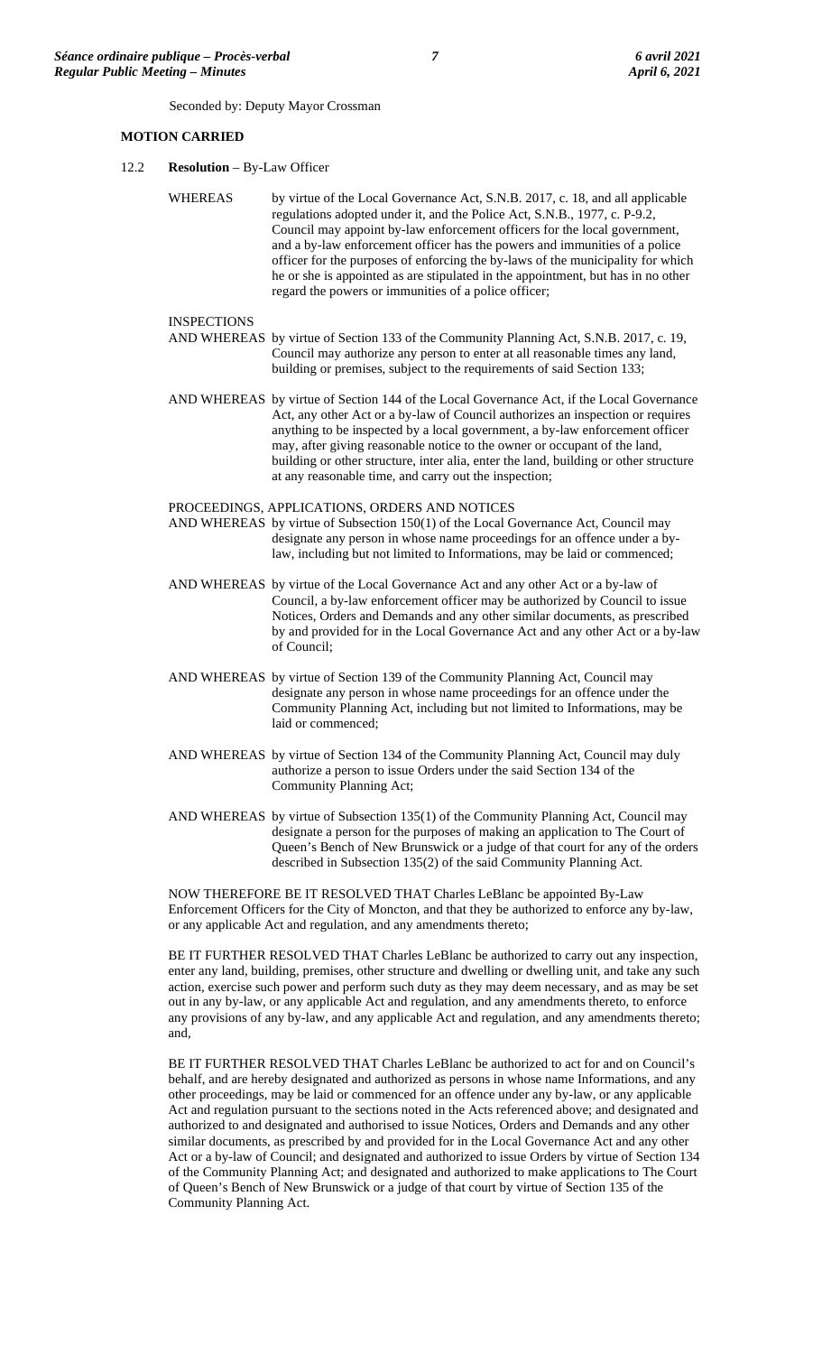Seconded by: Deputy Mayor Crossman

**MOTION CARRIED**

12.2 **Resolution** – By-Law Officer

WHEREAS by virtue of the Local Governance Act, S.N.B. 2017, c. 18, and all applicable regulations adopted under it, and the Police Act, S.N.B., 1977, c. P-9.2, Council may appoint by-law enforcement officers for the local government, and a by-law enforcement officer has the powers and immunities of a police officer for the purposes of enforcing the by-laws of the municipality for which he or she is appointed as are stipulated in the appointment, but has in no other regard the powers or immunities of a police officer;

INSPECTIONS

AND WHEREAS by virtue of Section 133 of the Community Planning Act, S.N.B. 2017, c. 19, Council may authorize any person to enter at all reasonable times any land, building or premises, subject to the requirements of said Section 133;

AND WHEREAS by virtue of Section 144 of the Local Governance Act, if the Local Governance Act, any other Act or a by-law of Council authorizes an inspection or requires anything to be inspected by a local government, a by-law enforcement officer may, after giving reasonable notice to the owner or occupant of the land, building or other structure, inter alia, enter the land, building or other structure at any reasonable time, and carry out the inspection;

PROCEEDINGS, APPLICATIONS, ORDERS AND NOTICES

AND WHEREAS by virtue of Subsection 150(1) of the Local Governance Act, Council may designate any person in whose name proceedings for an offence under a by-law, including but not limited to Informations, may be laid or commenced;

AND WHEREAS by virtue of the Local Governance Act and any other Act or a by-law of Council, a by-law enforcement officer may be authorized by Council to issue Notices, Orders and Demands and any other similar documents, as prescribed by and provided for in the Local Governance Act and any other Act or a by-law of Council;

AND WHEREAS by virtue of Section 139 of the Community Planning Act, Council may designate any person in whose name proceedings for an offence under the Community Planning Act, including but not limited to Informations, may be laid or commenced;

AND WHEREAS by virtue of Section 134 of the Community Planning Act, Council may duly authorize a person to issue Orders under the said Section 134 of the Community Planning Act;

AND WHEREAS by virtue of Subsection 135(1) of the Community Planning Act, Council may designate a person for the purposes of making an application to The Court of Queen's Bench of New Brunswick or a judge of that court for any of the orders described in Subsection 135(2) of the said Community Planning Act.

NOW THEREFORE BE IT RESOLVED THAT Charles LeBlanc be appointed By-Law Enforcement Officers for the City of Moncton, and that they be authorized to enforce any by-law, or any applicable Act and regulation, and any amendments thereto;

BE IT FURTHER RESOLVED THAT Charles LeBlanc be authorized to carry out any inspection, enter any land, building, premises, other structure and dwelling or dwelling unit, and take any such action, exercise such power and perform such duty as they may deem necessary, and as may be set out in any by-law, or any applicable Act and regulation, and any amendments thereto, to enforce any provisions of any by-law, and any applicable Act and regulation, and any amendments thereto; and,

BE IT FURTHER RESOLVED THAT Charles LeBlanc be authorized to act for and on Council's behalf, and are hereby designated and authorized as persons in whose name Informations, and any other proceedings, may be laid or commenced for an offence under any by-law, or any applicable Act and regulation pursuant to the sections noted in the Acts referenced above; and designated and authorized to and designated and authorised to issue Notices, Orders and Demands and any other similar documents, as prescribed by and provided for in the Local Governance Act and any other Act or a by-law of Council; and designated and authorized to issue Orders by virtue of Section 134 of the Community Planning Act; and designated and authorized to make applications to The Court of Queen's Bench of New Brunswick or a judge of that court by virtue of Section 135 of the Community Planning Act.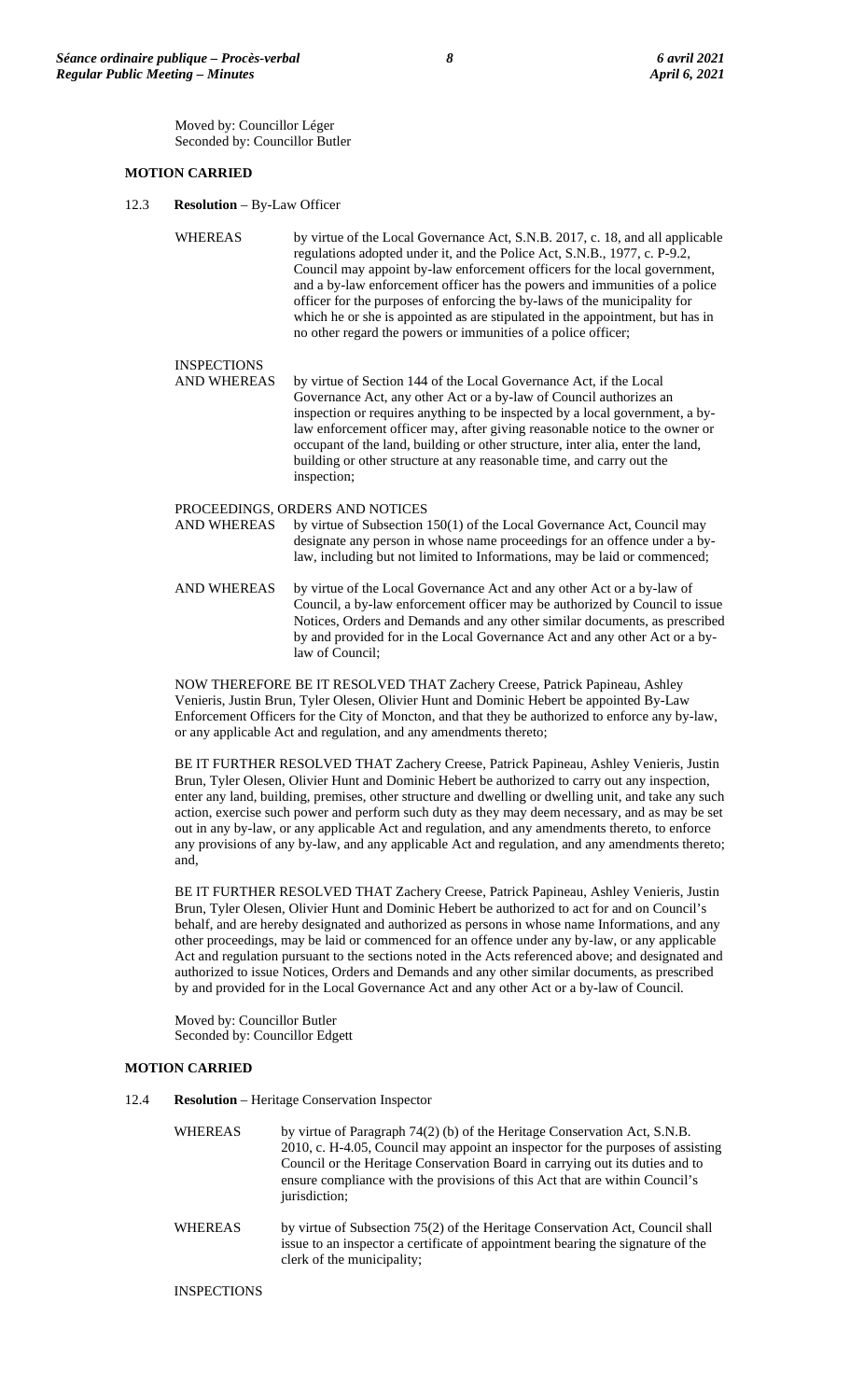Moved by: Councillor Léger
Seconded by: Councillor Butler

**MOTION CARRIED**

12.3 **Resolution** – By-Law Officer

WHEREAS by virtue of the Local Governance Act, S.N.B. 2017, c. 18, and all applicable regulations adopted under it, and the Police Act, S.N.B., 1977, c. P-9.2, Council may appoint by-law enforcement officers for the local government, and a by-law enforcement officer has the powers and immunities of a police officer for the purposes of enforcing the by-laws of the municipality for which he or she is appointed as are stipulated in the appointment, but has in no other regard the powers or immunities of a police officer;

INSPECTIONS
AND WHEREAS by virtue of Section 144 of the Local Governance Act, if the Local Governance Act, any other Act or a by-law of Council authorizes an inspection or requires anything to be inspected by a local government, a by-law enforcement officer may, after giving reasonable notice to the owner or occupant of the land, building or other structure, inter alia, enter the land, building or other structure at any reasonable time, and carry out the inspection;

PROCEEDINGS, ORDERS AND NOTICES
AND WHEREAS by virtue of Subsection 150(1) of the Local Governance Act, Council may designate any person in whose name proceedings for an offence under a by-law, including but not limited to Informations, may be laid or commenced;

AND WHEREAS by virtue of the Local Governance Act and any other Act or a by-law of Council, a by-law enforcement officer may be authorized by Council to issue Notices, Orders and Demands and any other similar documents, as prescribed by and provided for in the Local Governance Act and any other Act or a by-law of Council;

NOW THEREFORE BE IT RESOLVED THAT Zachery Creese, Patrick Papineau, Ashley Venieris, Justin Brun, Tyler Olesen, Olivier Hunt and Dominic Hebert be appointed By-Law Enforcement Officers for the City of Moncton, and that they be authorized to enforce any by-law, or any applicable Act and regulation, and any amendments thereto;

BE IT FURTHER RESOLVED THAT Zachery Creese, Patrick Papineau, Ashley Venieris, Justin Brun, Tyler Olesen, Olivier Hunt and Dominic Hebert be authorized to carry out any inspection, enter any land, building, premises, other structure and dwelling or dwelling unit, and take any such action, exercise such power and perform such duty as they may deem necessary, and as may be set out in any by-law, or any applicable Act and regulation, and any amendments thereto, to enforce any provisions of any by-law, and any applicable Act and regulation, and any amendments thereto; and,

BE IT FURTHER RESOLVED THAT Zachery Creese, Patrick Papineau, Ashley Venieris, Justin Brun, Tyler Olesen, Olivier Hunt and Dominic Hebert be authorized to act for and on Council's behalf, and are hereby designated and authorized as persons in whose name Informations, and any other proceedings, may be laid or commenced for an offence under any by-law, or any applicable Act and regulation pursuant to the sections noted in the Acts referenced above; and designated and authorized to issue Notices, Orders and Demands and any other similar documents, as prescribed by and provided for in the Local Governance Act and any other Act or a by-law of Council.

Moved by: Councillor Butler
Seconded by: Councillor Edgett

**MOTION CARRIED**

12.4 **Resolution** – Heritage Conservation Inspector

WHEREAS by virtue of Paragraph 74(2) (b) of the Heritage Conservation Act, S.N.B. 2010, c. H-4.05, Council may appoint an inspector for the purposes of assisting Council or the Heritage Conservation Board in carrying out its duties and to ensure compliance with the provisions of this Act that are within Council's jurisdiction;

WHEREAS by virtue of Subsection 75(2) of the Heritage Conservation Act, Council shall issue to an inspector a certificate of appointment bearing the signature of the clerk of the municipality;

INSPECTIONS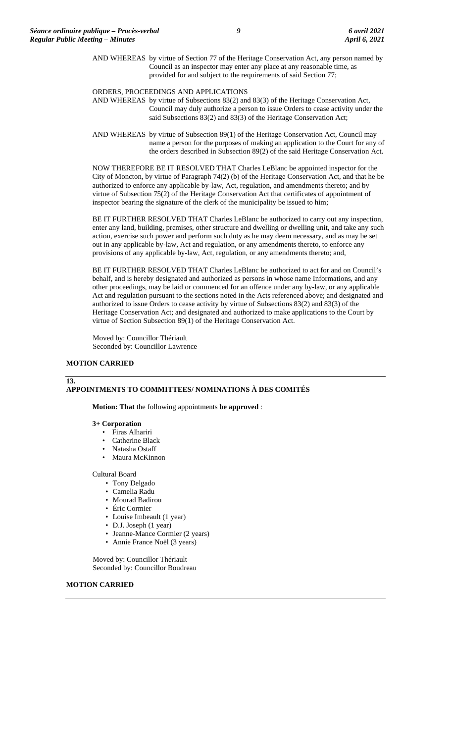AND WHEREAS by virtue of Section 77 of the Heritage Conservation Act, any person named by Council as an inspector may enter any place at any reasonable time, as provided for and subject to the requirements of said Section 77;

ORDERS, PROCEEDINGS AND APPLICATIONS

AND WHEREAS by virtue of Subsections 83(2) and 83(3) of the Heritage Conservation Act, Council may duly authorize a person to issue Orders to cease activity under the said Subsections 83(2) and 83(3) of the Heritage Conservation Act;

AND WHEREAS by virtue of Subsection 89(1) of the Heritage Conservation Act, Council may name a person for the purposes of making an application to the Court for any of the orders described in Subsection 89(2) of the said Heritage Conservation Act.

NOW THEREFORE BE IT RESOLVED THAT Charles LeBlanc be appointed inspector for the City of Moncton, by virtue of Paragraph 74(2) (b) of the Heritage Conservation Act, and that he be authorized to enforce any applicable by-law, Act, regulation, and amendments thereto; and by virtue of Subsection 75(2) of the Heritage Conservation Act that certificates of appointment of inspector bearing the signature of the clerk of the municipality be issued to him;

BE IT FURTHER RESOLVED THAT Charles LeBlanc be authorized to carry out any inspection, enter any land, building, premises, other structure and dwelling or dwelling unit, and take any such action, exercise such power and perform such duty as he may deem necessary, and as may be set out in any applicable by-law, Act and regulation, or any amendments thereto, to enforce any provisions of any applicable by-law, Act, regulation, or any amendments thereto; and,

BE IT FURTHER RESOLVED THAT Charles LeBlanc be authorized to act for and on Council's behalf, and is hereby designated and authorized as persons in whose name Informations, and any other proceedings, may be laid or commenced for an offence under any by-law, or any applicable Act and regulation pursuant to the sections noted in the Acts referenced above; and designated and authorized to issue Orders to cease activity by virtue of Subsections 83(2) and 83(3) of the Heritage Conservation Act; and designated and authorized to make applications to the Court by virtue of Section Subsection 89(1) of the Heritage Conservation Act.

Moved by: Councillor Thériault
Seconded by: Councillor Lawrence

**MOTION CARRIED**

## 13. APPOINTMENTS TO COMMITTEES/ NOMINATIONS À DES COMITÉS

**Motion: That** the following appointments **be approved** :

**3+ Corporation**

- Firas Alhariri
- Catherine Black
- Natasha Ostaff
- Maura McKinnon

Cultural Board

- Tony Delgado
- Camelia Radu
- Mourad Badirou
- Éric Cormier
- Louise Imbeault (1 year)
- D.J. Joseph (1 year)
- Jeanne-Mance Cormier (2 years)
- Annie France Noël (3 years)

Moved by: Councillor Thériault
Seconded by: Councillor Boudreau

**MOTION CARRIED**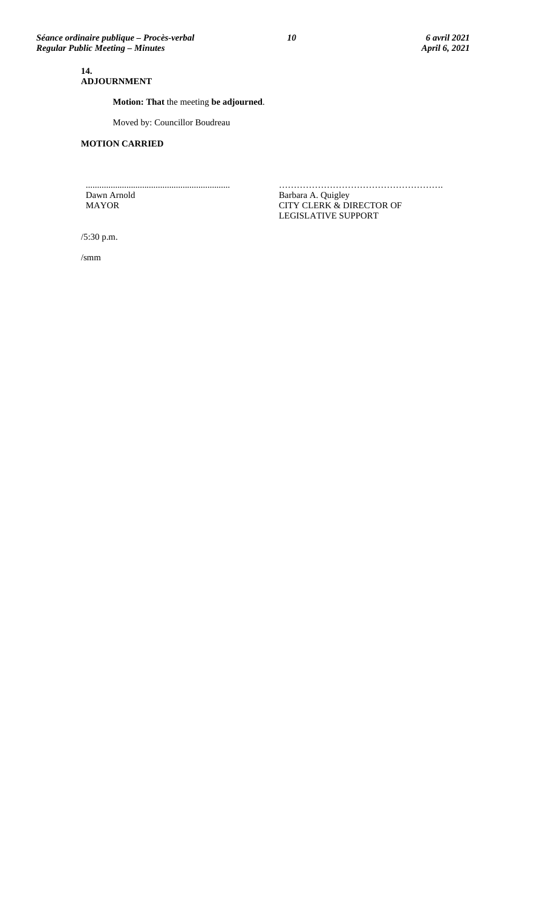**14.**
**ADJOURNMENT**

**Motion: That** the meeting **be adjourned**.

Moved by: Councillor Boudreau

**MOTION CARRIED**

| | |
|---|---|
| ................................................................ | ………………………………………………. |
| Dawn Arnold | Barbara A. Quigley |
| MAYOR | CITY CLERK & DIRECTOR OF LEGISLATIVE SUPPORT |

/5:30 p.m.

/smm